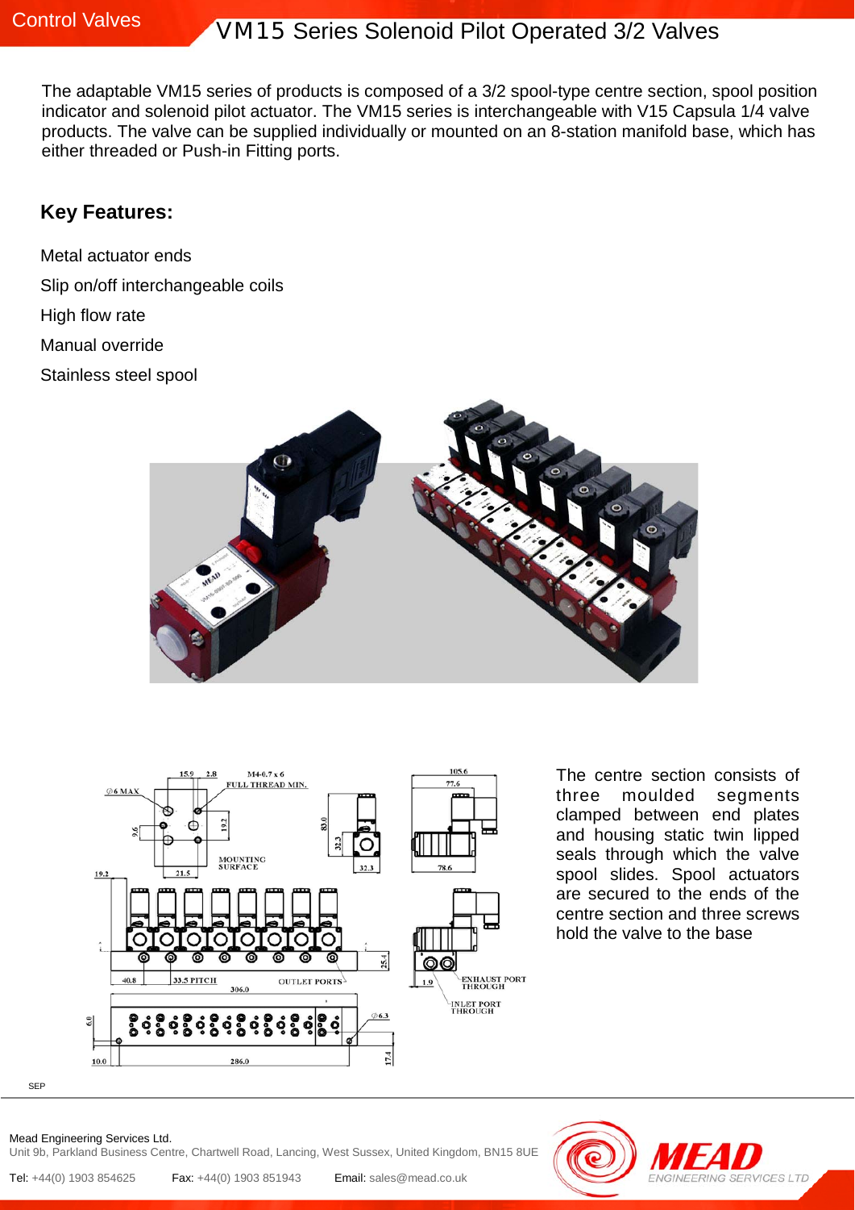# VM15 Series Solenoid Pilot Operated 3/2 Valves

The adaptable VM15 series of products is composed of a 3/2 spool-type centre section, spool position indicator and solenoid pilot actuator. The VM15 series is interchangeable with V15 Capsula 1/4 valve products. The valve can be supplied individually or mounted on an 8-station manifold base, which has either threaded or Push-in Fitting ports.

## Key Features:

- Metal actuator ends
- Slip on/off interchangeable coils
- High flow rate
- Manual override
- Stainless steel spool

The centre section consists of three moulded segments clamped between end plates and housing static twin lipped seals through which the valve spool slides. Spool actuators are secured to the ends of the centre section and three screws hold the valve to the base

Mead Engineering Services Ltd.
Unit 9b, Parkland Business Centre, Chartwell Road, Lancing, West Sussex, United Kingdom, BN15 8UE

Tel: +44(0) 1903 854625 Fax: +44(0) 1903 851943 Email: sales@mead.co.uk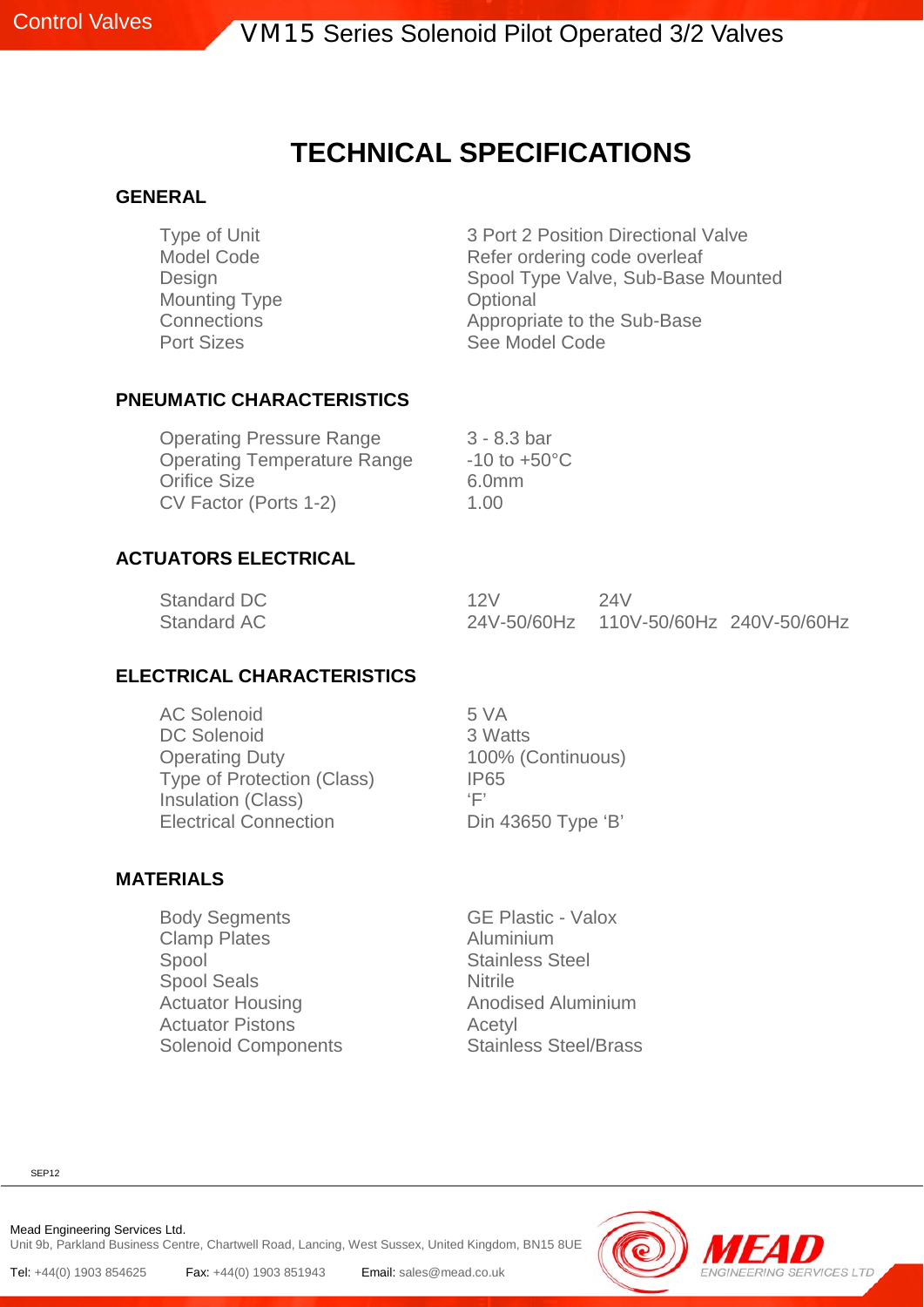# TECHNICAL SPECIFICATIONS

## GENERAL

| | |
|---|---|
| Type of Unit | 3 Port 2 Position Directional Valve |
| Model Code | Refer ordering code overleaf |
| Design | Spool Type Valve, Sub-Base Mounted |
| Mounting Type | Optional |
| Connections | Appropriate to the Sub-Base |
| Port Sizes | See Model Code |

## PNEUMATIC CHARACTERISTICS

| | |
|---|---|
| Operating Pressure Range | 3 - 8.3 bar |
| Operating Temperature Range | -10 to +50°C |
| Orifice Size | 6.0mm |
| CV Factor (Ports 1-2) | 1.00 |

## ACTUATORS ELECTRICAL

| | | | |
|---|---|---|---|
| Standard DC | 12V | 24V | |
| Standard AC | 24V-50/60Hz | 110V-50/60Hz | 240V-50/60Hz |

## ELECTRICAL CHARACTERISTICS

| | |
|---|---|
| AC Solenoid | 5 VA |
| DC Solenoid | 3 Watts |
| Operating Duty | 100% (Continuous) |
| Type of Protection (Class) | IP65 |
| Insulation (Class) | 'F' |
| Electrical Connection | Din 43650 Type 'B' |

## MATERIALS

| | |
|---|---|
| Body Segments | GE Plastic - Valox |
| Clamp Plates | Aluminium |
| Spool | Stainless Steel |
| Spool Seals | Nitrile |
| Actuator Housing | Anodised Aluminium |
| Actuator Pistons | Acetyl |
| Solenoid Components | Stainless Steel/Brass |

SEP12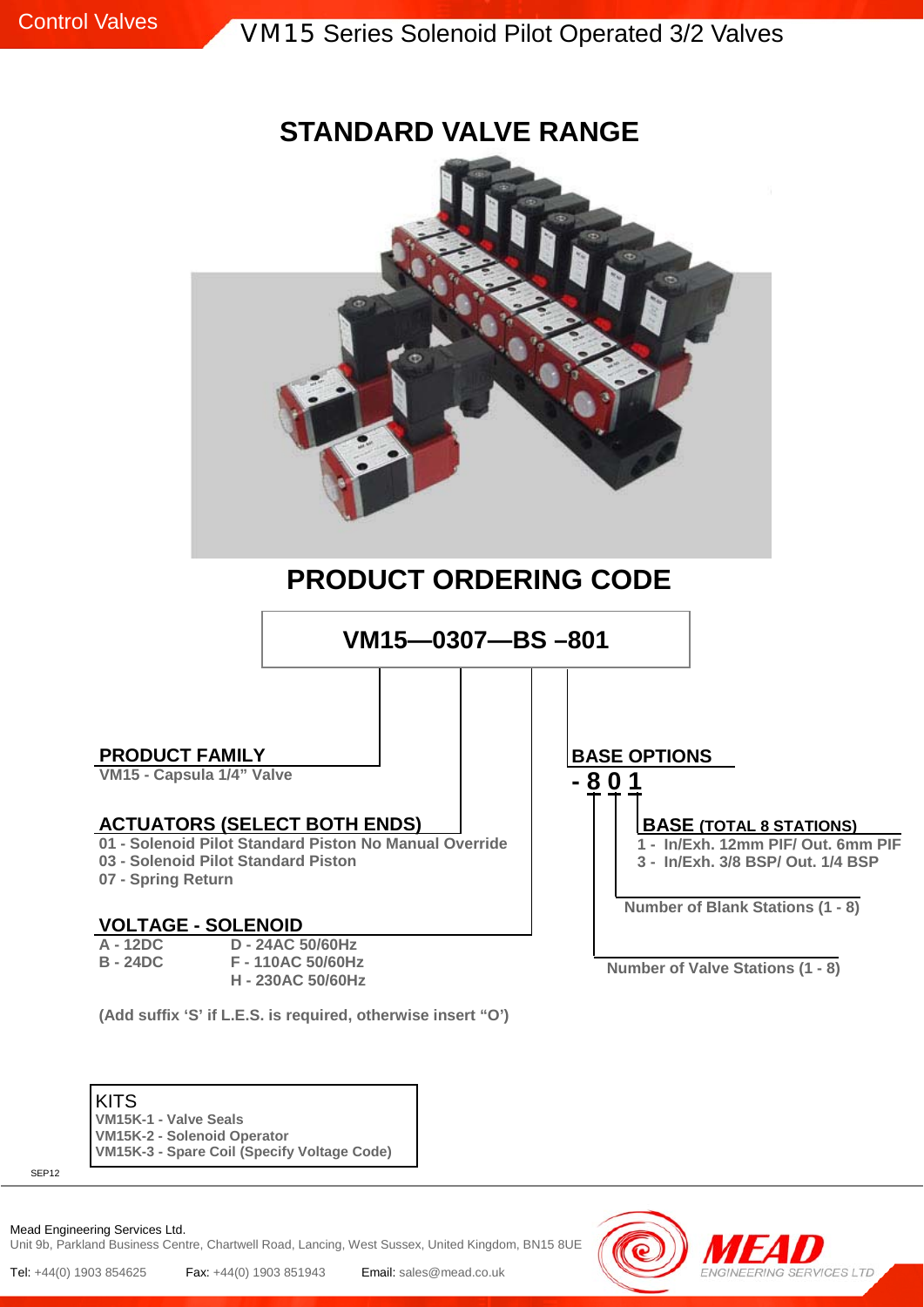# STANDARD VALVE RANGE

# PRODUCT ORDERING CODE

**VM15—0307—BS –801**

**PRODUCT FAMILY**

**VM15 - Capsula 1/4" Valve**

**ACTUATORS (SELECT BOTH ENDS)**

**01 - Solenoid Pilot Standard Piston No Manual Override**
**03 - Solenoid Pilot Standard Piston**
**07 - Spring Return**

**VOLTAGE - SOLENOID**

| | |
|---|---|
| **A - 12DC** | **D - 24AC 50/60Hz** |
| **B - 24DC** | **F - 110AC 50/60Hz** |
| | **H - 230AC 50/60Hz** |

**(Add suffix 'S' if L.E.S. is required, otherwise insert "O")**

**BASE OPTIONS**

**- 8 0 1**

**BASE (TOTAL 8 STATIONS)**

**1 - In/Exh. 12mm PIF/ Out. 6mm PIF**
**3 - In/Exh. 3/8 BSP/ Out. 1/4 BSP**

**Number of Blank Stations (1 - 8)**

**Number of Valve Stations (1 - 8)**

KITS

**VM15K-1 - Valve Seals**
**VM15K-2 - Solenoid Operator**
**VM15K-3 - Spare Coil (Specify Voltage Code)**

SEP12